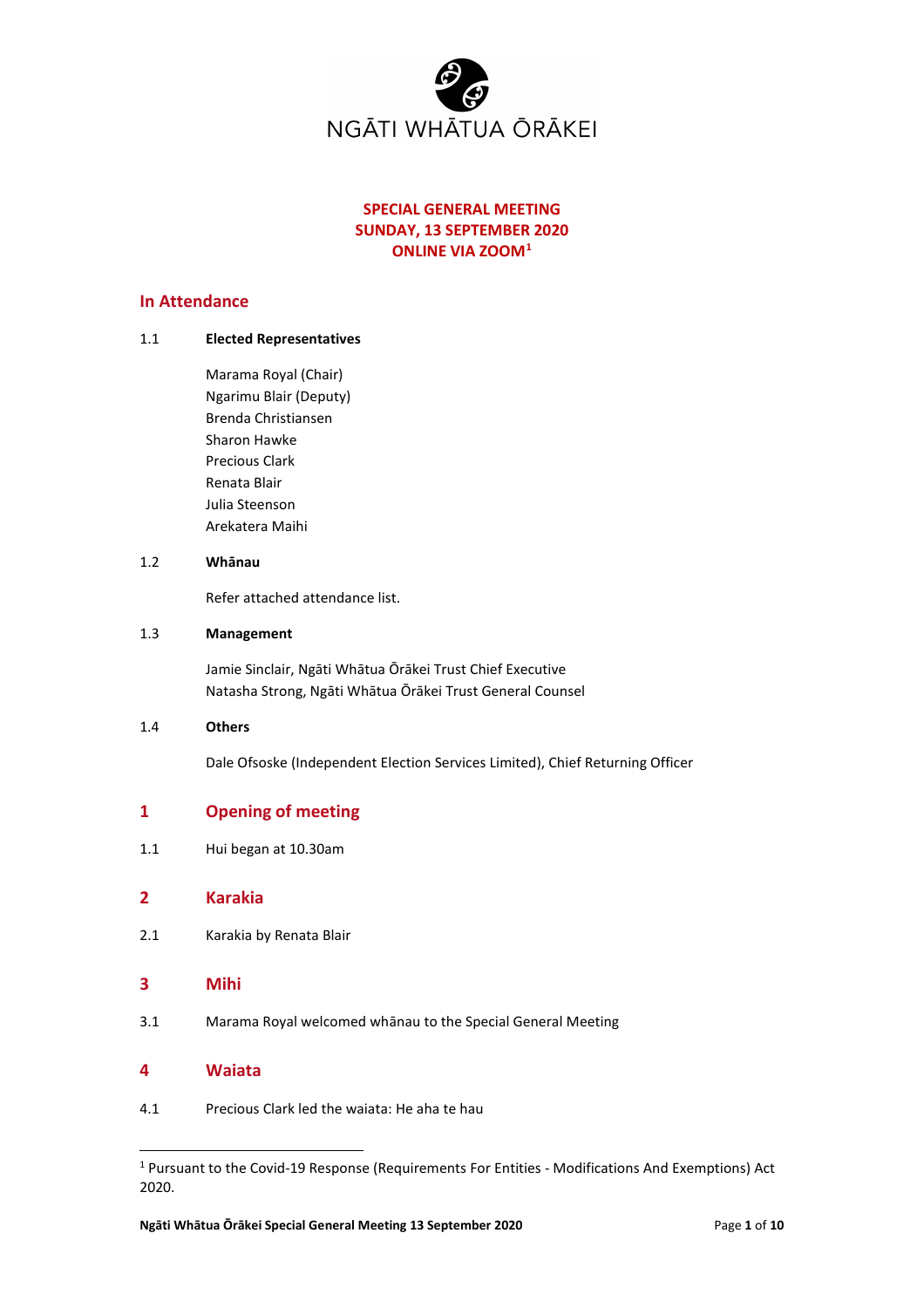NGĀTI WHĀTUA ŌRĀKEI

**SPECIAL GENERAL MEETING**
**SUNDAY, 13 SEPTEMBER 2020**
**ONLINE VIA ZOOM**[1]

## In Attendance

1.1 **Elected Representatives**

Marama Royal (Chair)
Ngarimu Blair (Deputy)
Brenda Christiansen
Sharon Hawke
Precious Clark
Renata Blair
Julia Steenson
Arekatera Maihi

1.2 **Whānau**

Refer attached attendance list.

1.3 **Management**

Jamie Sinclair, Ngāti Whātua Ōrākei Trust Chief Executive
Natasha Strong, Ngāti Whātua Ōrākei Trust General Counsel

1.4 **Others**

Dale Ofsoske (Independent Election Services Limited), Chief Returning Officer

## 1 Opening of meeting

1.1 Hui began at 10.30am

## 2 Karakia

2.1 Karakia by Renata Blair

## 3 Mihi

3.1 Marama Royal welcomed whānau to the Special General Meeting

## 4 Waiata

4.1 Precious Clark led the waiata: He aha te hau

[1] Pursuant to the Covid-19 Response (Requirements For Entities - Modifications And Exemptions) Act 2020.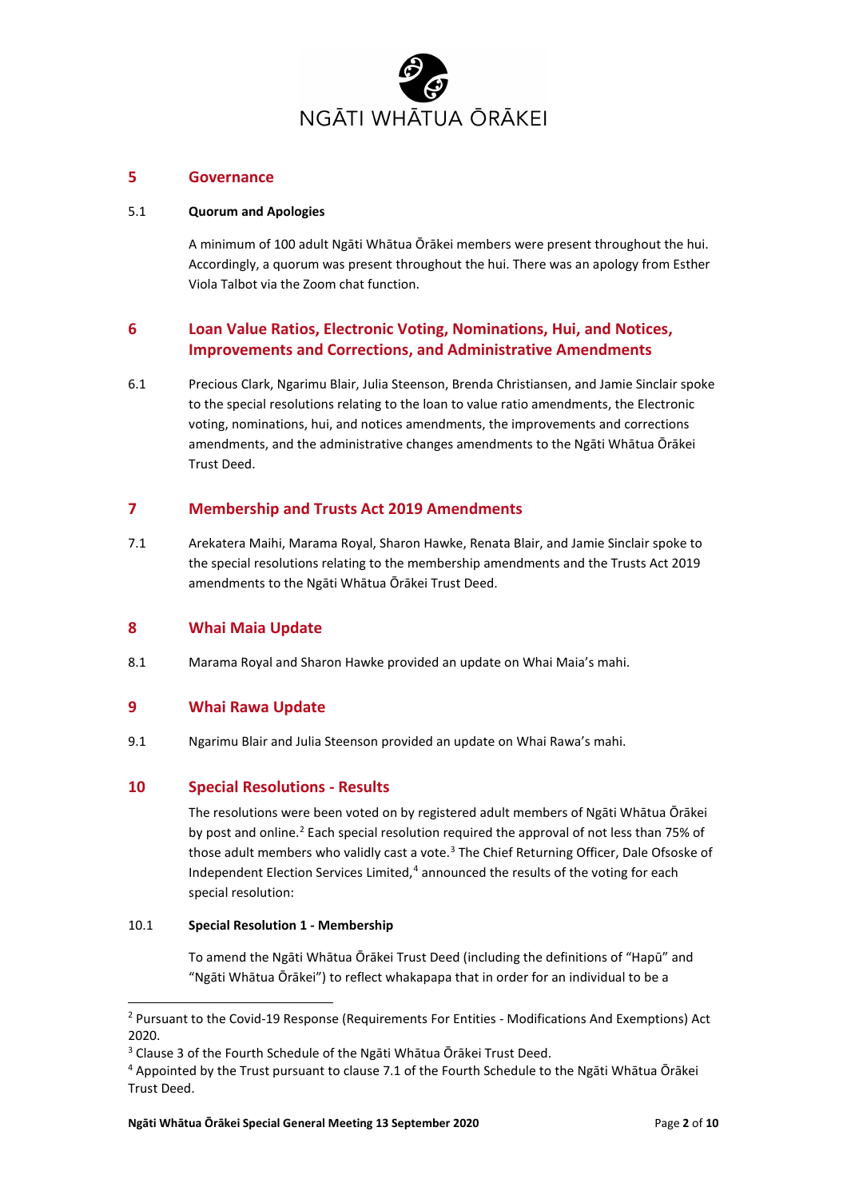## 5 Governance

### 5.1 Quorum and Apologies

A minimum of 100 adult Ngāti Whātua Ōrākei members were present throughout the hui. Accordingly, a quorum was present throughout the hui. There was an apology from Esther Viola Talbot via the Zoom chat function.

## 6 Loan Value Ratios, Electronic Voting, Nominations, Hui, and Notices, Improvements and Corrections, and Administrative Amendments

6.1 Precious Clark, Ngarimu Blair, Julia Steenson, Brenda Christiansen, and Jamie Sinclair spoke to the special resolutions relating to the loan to value ratio amendments, the Electronic voting, nominations, hui, and notices amendments, the improvements and corrections amendments, and the administrative changes amendments to the Ngāti Whātua Ōrākei Trust Deed.

## 7 Membership and Trusts Act 2019 Amendments

7.1 Arekatera Maihi, Marama Royal, Sharon Hawke, Renata Blair, and Jamie Sinclair spoke to the special resolutions relating to the membership amendments and the Trusts Act 2019 amendments to the Ngāti Whātua Ōrākei Trust Deed.

## 8 Whai Maia Update

8.1 Marama Royal and Sharon Hawke provided an update on Whai Maia's mahi.

## 9 Whai Rawa Update

9.1 Ngarimu Blair and Julia Steenson provided an update on Whai Rawa's mahi.

## 10 Special Resolutions - Results

The resolutions were been voted on by registered adult members of Ngāti Whātua Ōrākei by post and online.[2] Each special resolution required the approval of not less than 75% of those adult members who validly cast a vote.[3] The Chief Returning Officer, Dale Ofsoske of Independent Election Services Limited,[4] announced the results of the voting for each special resolution:

### 10.1 Special Resolution 1 - Membership

To amend the Ngāti Whātua Ōrākei Trust Deed (including the definitions of "Hapū" and "Ngāti Whātua Ōrākei") to reflect whakapapa that in order for an individual to be a

---

[2] Pursuant to the Covid-19 Response (Requirements For Entities - Modifications And Exemptions) Act 2020.

[3] Clause 3 of the Fourth Schedule of the Ngāti Whātua Ōrākei Trust Deed.

[4] Appointed by the Trust pursuant to clause 7.1 of the Fourth Schedule to the Ngāti Whātua Ōrākei Trust Deed.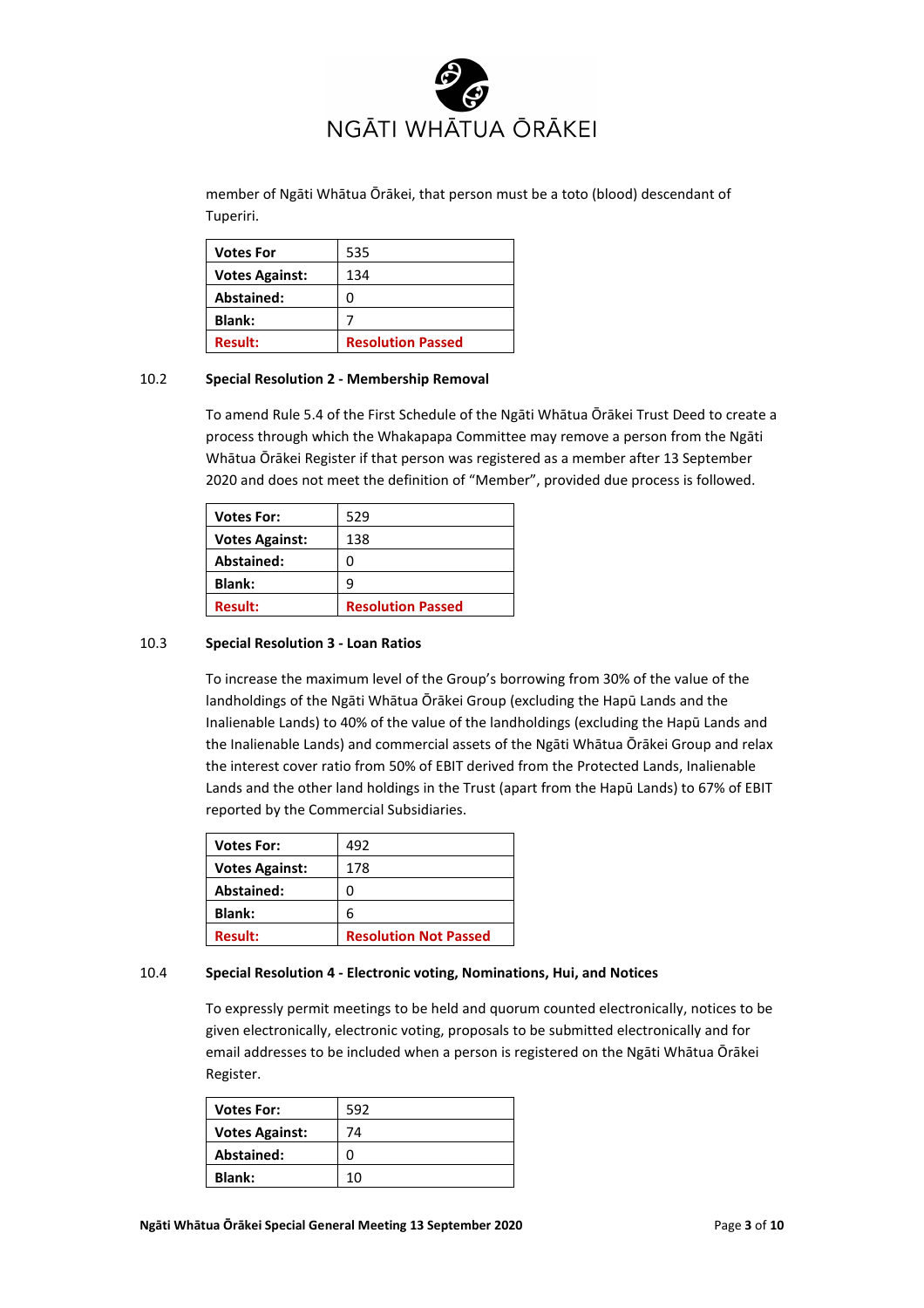member of Ngāti Whātua Ōrākei, that person must be a toto (blood) descendant of Tuperiri.

| **Votes For** | 535 |
|---|---|
| **Votes Against:** | 134 |
| **Abstained:** | 0 |
| **Blank:** | 7 |
| **Result:** | **Resolution Passed** |

10.2 **Special Resolution 2 - Membership Removal**

To amend Rule 5.4 of the First Schedule of the Ngāti Whātua Ōrākei Trust Deed to create a process through which the Whakapapa Committee may remove a person from the Ngāti Whātua Ōrākei Register if that person was registered as a member after 13 September 2020 and does not meet the definition of "Member", provided due process is followed.

| **Votes For:** | 529 |
|---|---|
| **Votes Against:** | 138 |
| **Abstained:** | 0 |
| **Blank:** | 9 |
| **Result:** | **Resolution Passed** |

10.3 **Special Resolution 3 - Loan Ratios**

To increase the maximum level of the Group's borrowing from 30% of the value of the landholdings of the Ngāti Whātua Ōrākei Group (excluding the Hapū Lands and the Inalienable Lands) to 40% of the value of the landholdings (excluding the Hapū Lands and the Inalienable Lands) and commercial assets of the Ngāti Whātua Ōrākei Group and relax the interest cover ratio from 50% of EBIT derived from the Protected Lands, Inalienable Lands and the other land holdings in the Trust (apart from the Hapū Lands) to 67% of EBIT reported by the Commercial Subsidiaries.

| **Votes For:** | 492 |
|---|---|
| **Votes Against:** | 178 |
| **Abstained:** | 0 |
| **Blank:** | 6 |
| **Result:** | **Resolution Not Passed** |

10.4 **Special Resolution 4 - Electronic voting, Nominations, Hui, and Notices**

To expressly permit meetings to be held and quorum counted electronically, notices to be given electronically, electronic voting, proposals to be submitted electronically and for email addresses to be included when a person is registered on the Ngāti Whātua Ōrākei Register.

| **Votes For:** | 592 |
|---|---|
| **Votes Against:** | 74 |
| **Abstained:** | 0 |
| **Blank:** | 10 |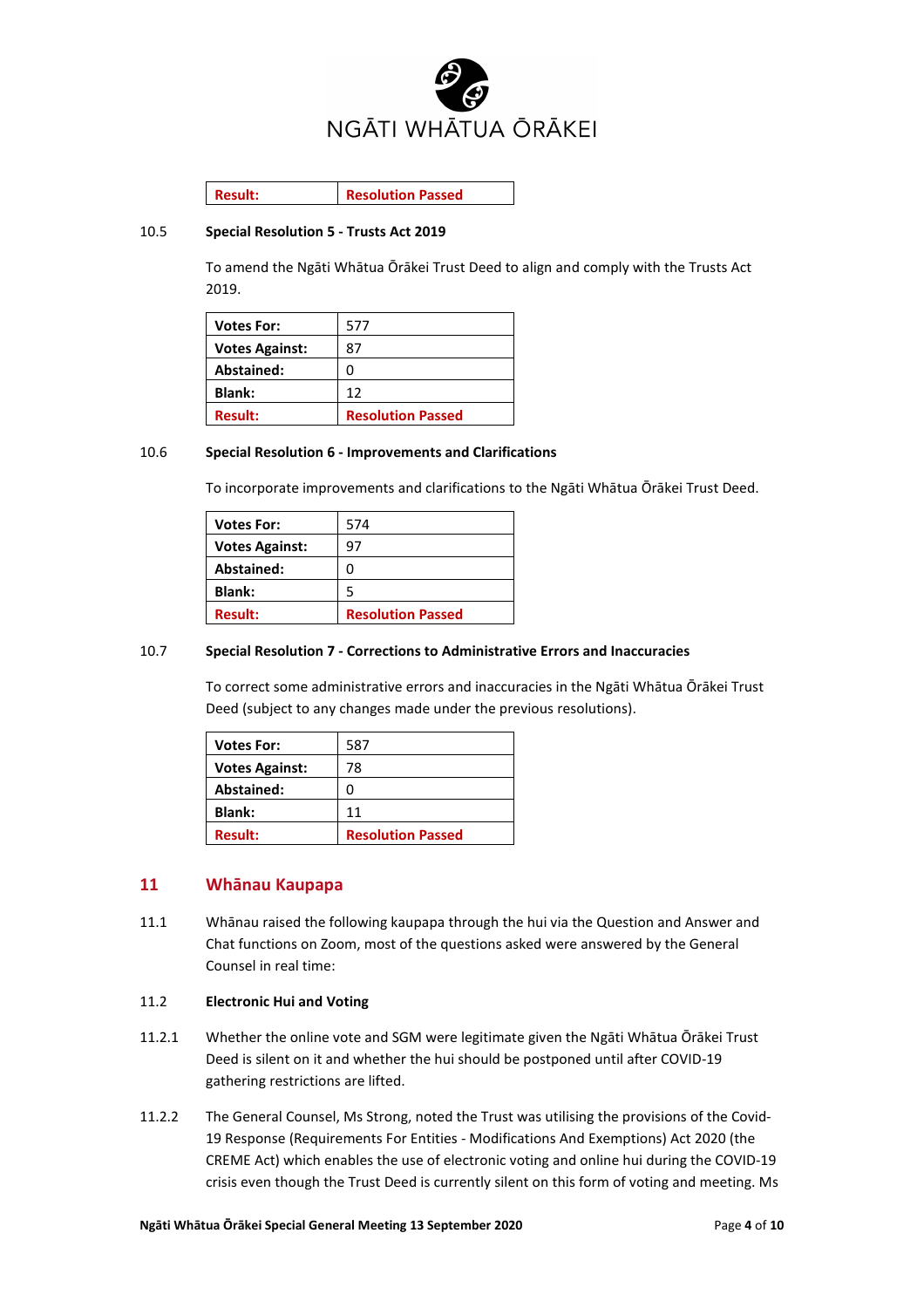| Result: | Resolution Passed |
|---|---|

10.5 **Special Resolution 5 - Trusts Act 2019**

To amend the Ngāti Whātua Ōrākei Trust Deed to align and comply with the Trusts Act 2019.

| **Votes For:** | 577 |
|---|---|
| **Votes Against:** | 87 |
| **Abstained:** | 0 |
| **Blank:** | 12 |
| **Result:** | **Resolution Passed** |

10.6 **Special Resolution 6 - Improvements and Clarifications**

To incorporate improvements and clarifications to the Ngāti Whātua Ōrākei Trust Deed.

| **Votes For:** | 574 |
|---|---|
| **Votes Against:** | 97 |
| **Abstained:** | 0 |
| **Blank:** | 5 |
| **Result:** | **Resolution Passed** |

10.7 **Special Resolution 7 - Corrections to Administrative Errors and Inaccuracies**

To correct some administrative errors and inaccuracies in the Ngāti Whātua Ōrākei Trust Deed (subject to any changes made under the previous resolutions).

| **Votes For:** | 587 |
|---|---|
| **Votes Against:** | 78 |
| **Abstained:** | 0 |
| **Blank:** | 11 |
| **Result:** | **Resolution Passed** |

## 11 Whānau Kaupapa

11.1 Whānau raised the following kaupapa through the hui via the Question and Answer and Chat functions on Zoom, most of the questions asked were answered by the General Counsel in real time:

11.2 **Electronic Hui and Voting**

11.2.1 Whether the online vote and SGM were legitimate given the Ngāti Whātua Ōrākei Trust Deed is silent on it and whether the hui should be postponed until after COVID-19 gathering restrictions are lifted.

11.2.2 The General Counsel, Ms Strong, noted the Trust was utilising the provisions of the Covid-19 Response (Requirements For Entities - Modifications And Exemptions) Act 2020 (the CREME Act) which enables the use of electronic voting and online hui during the COVID-19 crisis even though the Trust Deed is currently silent on this form of voting and meeting. Ms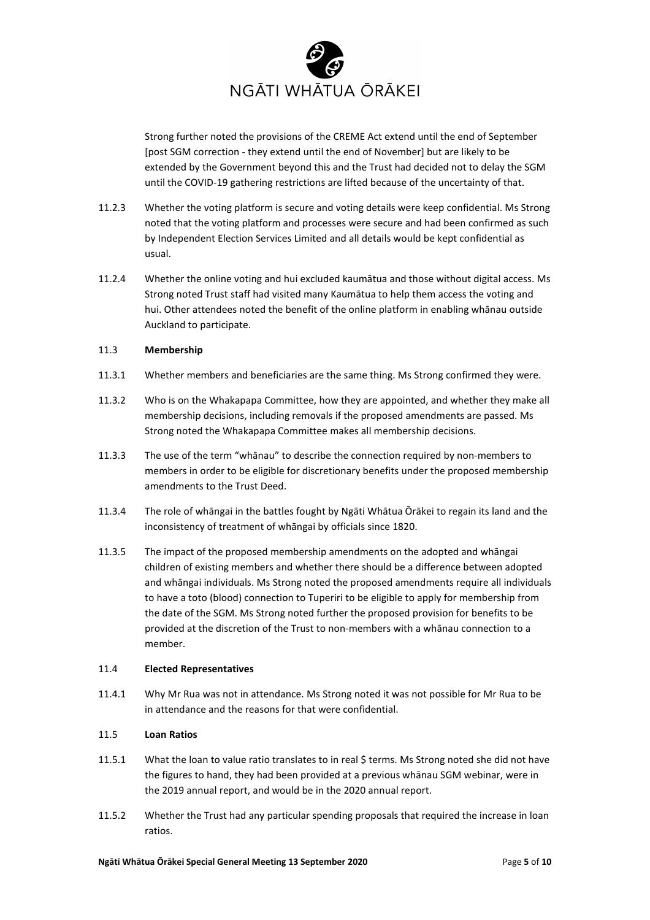Strong further noted the provisions of the CREME Act extend until the end of September [post SGM correction - they extend until the end of November] but are likely to be extended by the Government beyond this and the Trust had decided not to delay the SGM until the COVID-19 gathering restrictions are lifted because of the uncertainty of that.

11.2.3 Whether the voting platform is secure and voting details were keep confidential. Ms Strong noted that the voting platform and processes were secure and had been confirmed as such by Independent Election Services Limited and all details would be kept confidential as usual.

11.2.4 Whether the online voting and hui excluded kaumātua and those without digital access. Ms Strong noted Trust staff had visited many Kaumātua to help them access the voting and hui. Other attendees noted the benefit of the online platform in enabling whānau outside Auckland to participate.

11.3 **Membership**

11.3.1 Whether members and beneficiaries are the same thing. Ms Strong confirmed they were.

11.3.2 Who is on the Whakapapa Committee, how they are appointed, and whether they make all membership decisions, including removals if the proposed amendments are passed. Ms Strong noted the Whakapapa Committee makes all membership decisions.

11.3.3 The use of the term "whānau" to describe the connection required by non-members to members in order to be eligible for discretionary benefits under the proposed membership amendments to the Trust Deed.

11.3.4 The role of whāngai in the battles fought by Ngāti Whātua Ōrākei to regain its land and the inconsistency of treatment of whāngai by officials since 1820.

11.3.5 The impact of the proposed membership amendments on the adopted and whāngai children of existing members and whether there should be a difference between adopted and whāngai individuals. Ms Strong noted the proposed amendments require all individuals to have a toto (blood) connection to Tuperiri to be eligible to apply for membership from the date of the SGM. Ms Strong noted further the proposed provision for benefits to be provided at the discretion of the Trust to non-members with a whānau connection to a member.

11.4 **Elected Representatives**

11.4.1 Why Mr Rua was not in attendance. Ms Strong noted it was not possible for Mr Rua to be in attendance and the reasons for that were confidential.

11.5 **Loan Ratios**

11.5.1 What the loan to value ratio translates to in real $ terms. Ms Strong noted she did not have the figures to hand, they had been provided at a previous whānau SGM webinar, were in the 2019 annual report, and would be in the 2020 annual report.

11.5.2 Whether the Trust had any particular spending proposals that required the increase in loan ratios.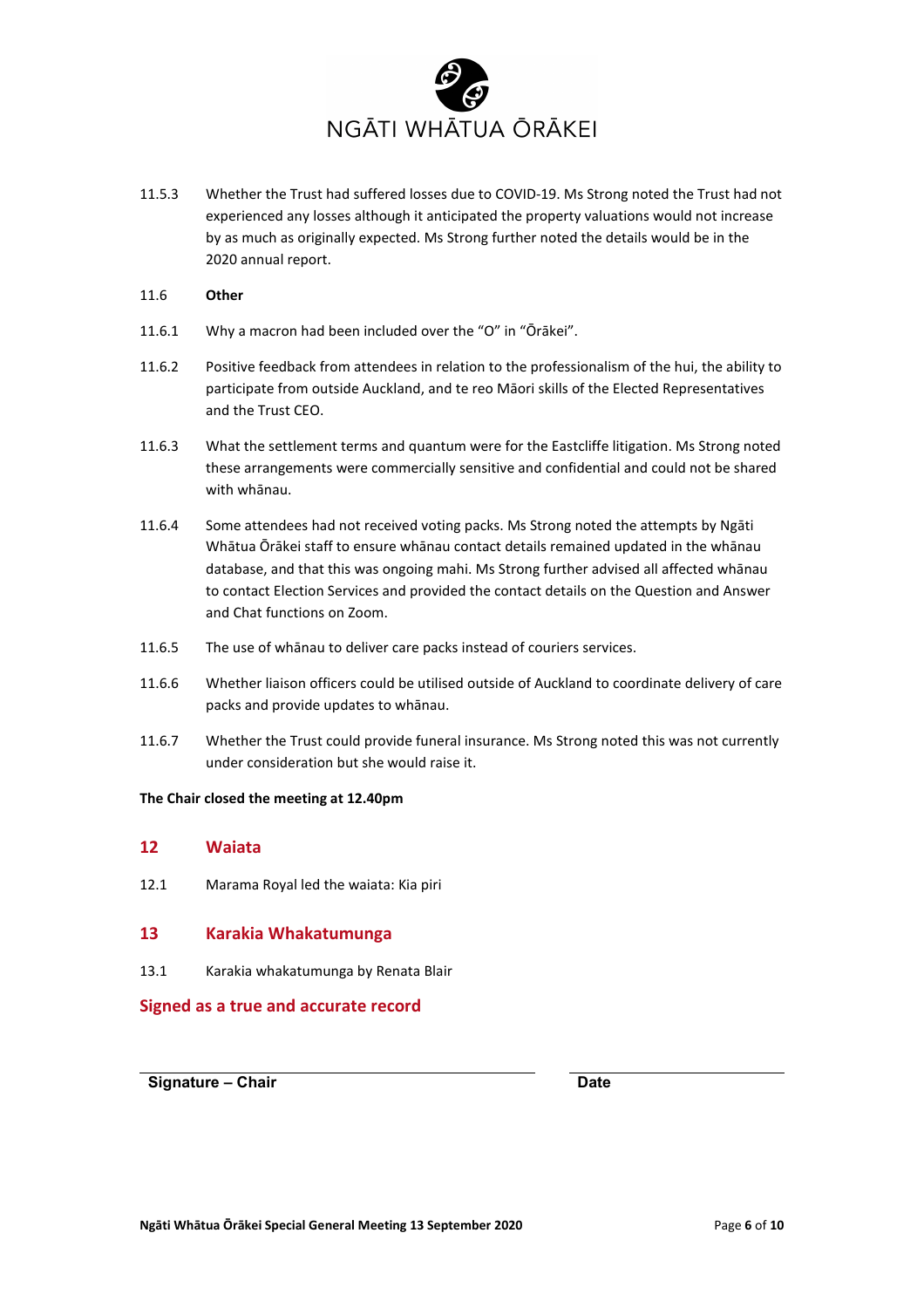11.5.3 Whether the Trust had suffered losses due to COVID-19. Ms Strong noted the Trust had not experienced any losses although it anticipated the property valuations would not increase by as much as originally expected. Ms Strong further noted the details would be in the 2020 annual report.

11.6 **Other**

11.6.1 Why a macron had been included over the "O" in "Ōrākei".

11.6.2 Positive feedback from attendees in relation to the professionalism of the hui, the ability to participate from outside Auckland, and te reo Māori skills of the Elected Representatives and the Trust CEO.

11.6.3 What the settlement terms and quantum were for the Eastcliffe litigation. Ms Strong noted these arrangements were commercially sensitive and confidential and could not be shared with whānau.

11.6.4 Some attendees had not received voting packs. Ms Strong noted the attempts by Ngāti Whātua Ōrākei staff to ensure whānau contact details remained updated in the whānau database, and that this was ongoing mahi. Ms Strong further advised all affected whānau to contact Election Services and provided the contact details on the Question and Answer and Chat functions on Zoom.

11.6.5 The use of whānau to deliver care packs instead of couriers services.

11.6.6 Whether liaison officers could be utilised outside of Auckland to coordinate delivery of care packs and provide updates to whānau.

11.6.7 Whether the Trust could provide funeral insurance. Ms Strong noted this was not currently under consideration but she would raise it.

**The Chair closed the meeting at 12.40pm**

## 12 Waiata

12.1 Marama Royal led the waiata: Kia piri

## 13 Karakia Whakatumunga

13.1 Karakia whakatumunga by Renata Blair

## Signed as a true and accurate record

| **Signature – Chair** | **Date** |
|---|---|
| | |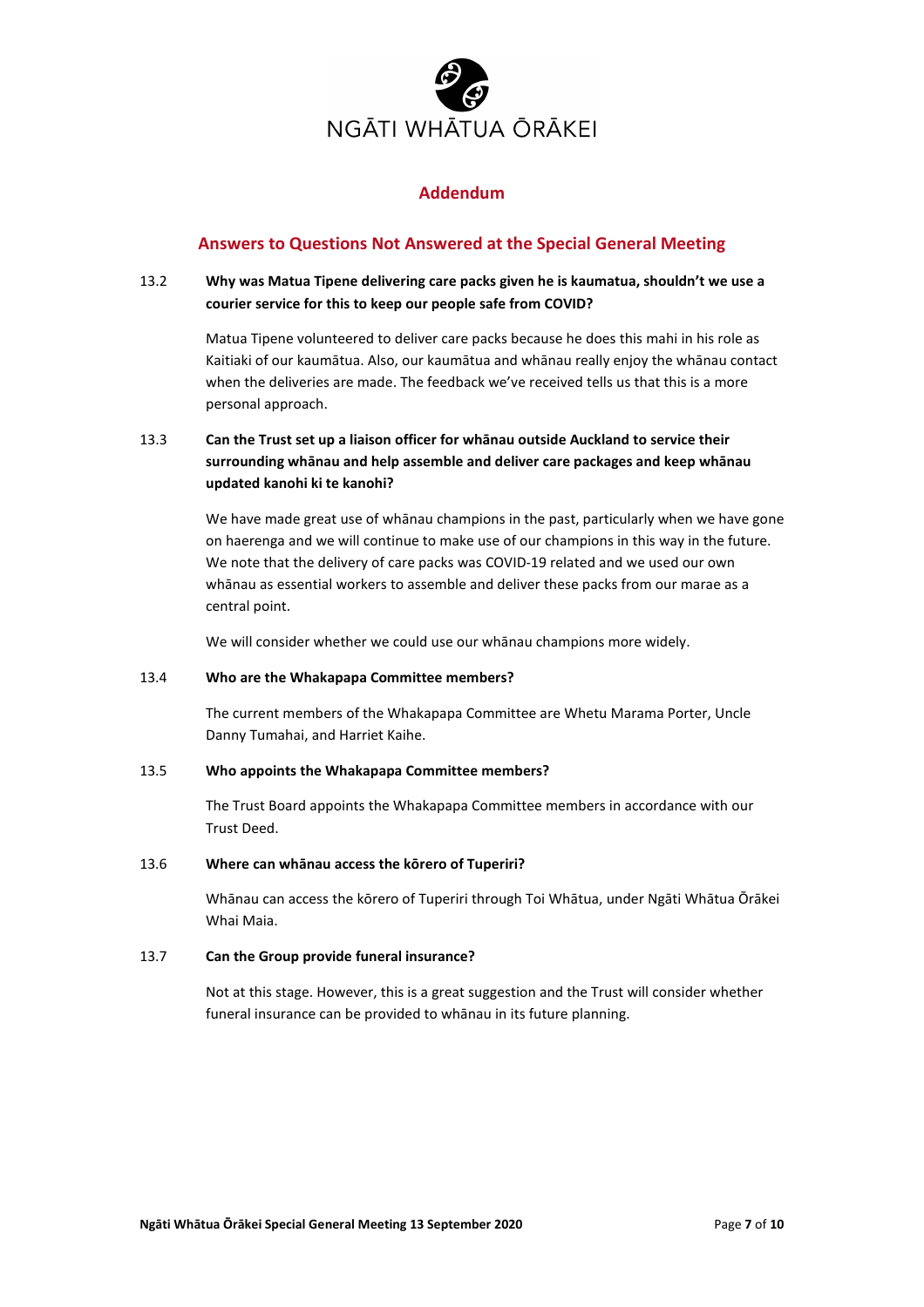NGĀTI WHĀTUA ŌRĀKEI

## Addendum

## Answers to Questions Not Answered at the Special General Meeting

13.2 **Why was Matua Tipene delivering care packs given he is kaumatua, shouldn't we use a courier service for this to keep our people safe from COVID?**

Matua Tipene volunteered to deliver care packs because he does this mahi in his role as Kaitiaki of our kaumātua. Also, our kaumātua and whānau really enjoy the whānau contact when the deliveries are made. The feedback we've received tells us that this is a more personal approach.

13.3 **Can the Trust set up a liaison officer for whānau outside Auckland to service their surrounding whānau and help assemble and deliver care packages and keep whānau updated kanohi ki te kanohi?**

We have made great use of whānau champions in the past, particularly when we have gone on haerenga and we will continue to make use of our champions in this way in the future. We note that the delivery of care packs was COVID-19 related and we used our own whānau as essential workers to assemble and deliver these packs from our marae as a central point.

We will consider whether we could use our whānau champions more widely.

13.4 **Who are the Whakapapa Committee members?**

The current members of the Whakapapa Committee are Whetu Marama Porter, Uncle Danny Tumahai, and Harriet Kaihe.

13.5 **Who appoints the Whakapapa Committee members?**

The Trust Board appoints the Whakapapa Committee members in accordance with our Trust Deed.

13.6 **Where can whānau access the kōrero of Tuperiri?**

Whānau can access the kōrero of Tuperiri through Toi Whātua, under Ngāti Whātua Ōrākei Whai Maia.

13.7 **Can the Group provide funeral insurance?**

Not at this stage. However, this is a great suggestion and the Trust will consider whether funeral insurance can be provided to whānau in its future planning.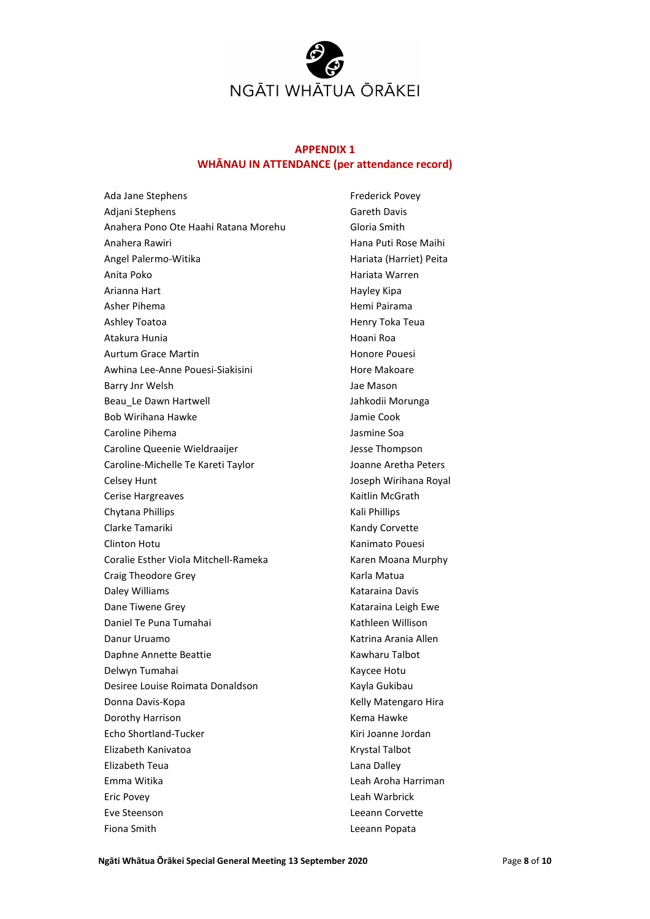NGĀTI WHĀTUA ŌRĀKEI

## APPENDIX 1
## WHĀNAU IN ATTENDANCE (per attendance record)

Ada Jane Stephens
Adjani Stephens
Anahera Pono Ote Haahi Ratana Morehu
Anahera Rawiri
Angel Palermo-Witika
Anita Poko
Arianna Hart
Asher Pihema
Ashley Toatoa
Atakura Hunia
Aurtum Grace Martin
Awhina Lee-Anne Pouesi-Siakisini
Barry Jnr Welsh
Beau_Le Dawn Hartwell
Bob Wirihana Hawke
Caroline Pihema
Caroline Queenie Wieldraaijer
Caroline-Michelle Te Kareti Taylor
Celsey Hunt
Cerise Hargreaves
Chytana Phillips
Clarke Tamariki
Clinton Hotu
Coralie Esther Viola Mitchell-Rameka
Craig Theodore Grey
Daley Williams
Dane Tiwene Grey
Daniel Te Puna Tumahai
Danur Uruamo
Daphne Annette Beattie
Delwyn Tumahai
Desiree Louise Roimata Donaldson
Donna Davis-Kopa
Dorothy Harrison
Echo Shortland-Tucker
Elizabeth Kanivatoa
Elizabeth Teua
Emma Witika
Eric Povey
Eve Steenson
Fiona Smith
Frederick Povey
Gareth Davis
Gloria Smith
Hana Puti Rose Maihi
Hariata (Harriet) Peita
Hariata Warren
Hayley Kipa
Hemi Pairama
Henry Toka Teua
Hoani Roa
Honore Pouesi
Hore Makoare
Jae Mason
Jahkodii Morunga
Jamie Cook
Jasmine Soa
Jesse Thompson
Joanne Aretha Peters
Joseph Wirihana Royal
Kaitlin McGrath
Kali Phillips
Kandy Corvette
Kanimato Pouesi
Karen Moana Murphy
Karla Matua
Kataraina Davis
Kataraina Leigh Ewe
Kathleen Willison
Katrina Arania Allen
Kawharu Talbot
Kaycee Hotu
Kayla Gukibau
Kelly Matengaro Hira
Kema Hawke
Kiri Joanne Jordan
Krystal Talbot
Lana Dalley
Leah Aroha Harriman
Leah Warbrick
Leeann Corvette
Leeann Popata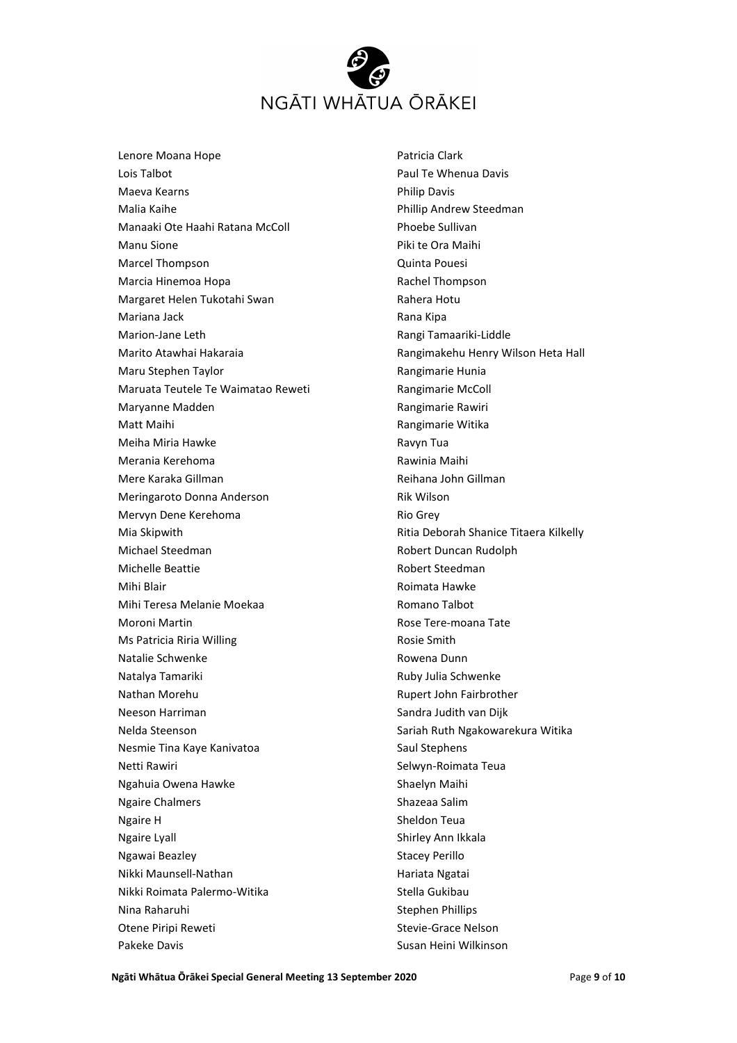Lenore Moana Hope
Lois Talbot
Maeva Kearns
Malia Kaihe
Manaaki Ote Haahi Ratana McColl
Manu Sione
Marcel Thompson
Marcia Hinemoa Hopa
Margaret Helen Tukotahi Swan
Mariana Jack
Marion-Jane Leth
Marito Atawhai Hakaraia
Maru Stephen Taylor
Maruata Teutele Te Waimatao Reweti
Maryanne Madden
Matt Maihi
Meiha Miria Hawke
Merania Kerehoma
Mere Karaka Gillman
Meringaroto Donna Anderson
Mervyn Dene Kerehoma
Mia Skipwith
Michael Steedman
Michelle Beattie
Mihi Blair
Mihi Teresa Melanie Moekaa
Moroni Martin
Ms Patricia Riria Willing
Natalie Schwenke
Natalya Tamariki
Nathan Morehu
Neeson Harriman
Nelda Steenson
Nesmie Tina Kaye Kanivatoa
Netti Rawiri
Ngahuia Owena Hawke
Ngaire Chalmers
Ngaire H
Ngaire Lyall
Ngawai Beazley
Nikki Maunsell-Nathan
Nikki Roimata Palermo-Witika
Nina Raharuhi
Otene Piripi Reweti
Pakeke Davis
Patricia Clark
Paul Te Whenua Davis
Philip Davis
Phillip Andrew Steedman
Phoebe Sullivan
Piki te Ora Maihi
Quinta Pouesi
Rachel Thompson
Rahera Hotu
Rana Kipa
Rangi Tamaariki-Liddle
Rangimakehu Henry Wilson Heta Hall
Rangimarie Hunia
Rangimarie McColl
Rangimarie Rawiri
Rangimarie Witika
Ravyn Tua
Rawinia Maihi
Reihana John Gillman
Rik Wilson
Rio Grey
Ritia Deborah Shanice Titaera Kilkelly
Robert Duncan Rudolph
Robert Steedman
Roimata Hawke
Romano Talbot
Rose Tere-moana Tate
Rosie Smith
Rowena Dunn
Ruby Julia Schwenke
Rupert John Fairbrother
Sandra Judith van Dijk
Sariah Ruth Ngakowarekura Witika
Saul Stephens
Selwyn-Roimata Teua
Shaelyn Maihi
Shazeaa Salim
Sheldon Teua
Shirley Ann Ikkala
Stacey Perillo
Hariata Ngatai
Stella Gukibau
Stephen Phillips
Stevie-Grace Nelson
Susan Heini Wilkinson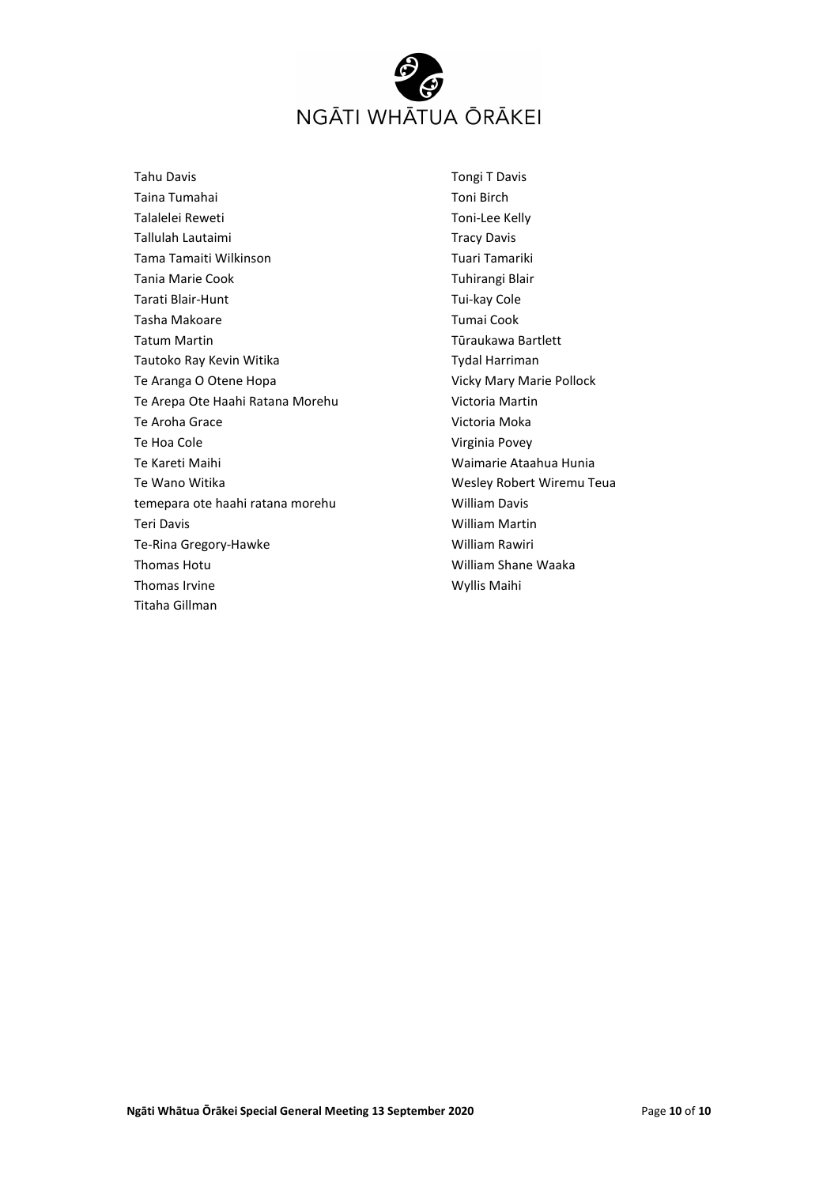Tahu Davis
Taina Tumahai
Talalelei Reweti
Tallulah Lautaimi
Tama Tamaiti Wilkinson
Tania Marie Cook
Tarati Blair-Hunt
Tasha Makoare
Tatum Martin
Tautoko Ray Kevin Witika
Te Aranga O Otene Hopa
Te Arepa Ote Haahi Ratana Morehu
Te Aroha Grace
Te Hoa Cole
Te Kareti Maihi
Te Wano Witika
temepara ote haahi ratana morehu
Teri Davis
Te-Rina Gregory-Hawke
Thomas Hotu
Thomas Irvine
Titaha Gillman
Tongi T Davis
Toni Birch
Toni-Lee Kelly
Tracy Davis
Tuari Tamariki
Tuhirangi Blair
Tui-kay Cole
Tumai Cook
Tūraukawa Bartlett
Tydal Harriman
Vicky Mary Marie Pollock
Victoria Martin
Victoria Moka
Virginia Povey
Waimarie Ataahua Hunia
Wesley Robert Wiremu Teua
William Davis
William Martin
William Rawiri
William Shane Waaka
Wyllis Maihi